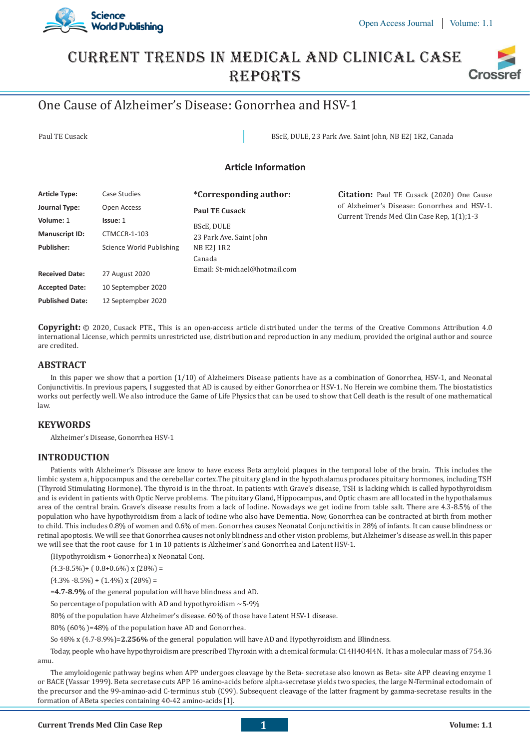# CURRENT TRENDS IN MEDICAL AND CLINICAL CASE REPORTS

## One Cause of Alzheimer's Disease: Gonorrhea and HSV-1

Paul TE Cusack

BScE, DULE, 23 Park Ave. Saint John, NB E2J 1R2, Canada

### Article Information

**Article Type:** Case Studies
**Journal Type:** Open Access
**Volume:** 1 **Issue:** 1
**Manuscript ID:** CTMCCR-1-103
**Publisher:** Science World Publishing

**Received Date:** 27 August 2020
**Accepted Date:** 10 Septempber 2020
**Published Date:** 12 Septempber 2020

**\*Corresponding author:**

**Paul TE Cusack**

BScE, DULE
23 Park Ave. Saint John
NB E2J 1R2
Canada
Email: St-michael@hotmail.com

**Citation:** Paul TE Cusack (2020) One Cause of Alzheimer's Disease: Gonorrhea and HSV-1. Current Trends Med Clin Case Rep, 1(1);1-3

**Copyright:** © 2020, Cusack PTE., This is an open-access article distributed under the terms of the Creative Commons Attribution 4.0 international License, which permits unrestricted use, distribution and reproduction in any medium, provided the original author and source are credited.

## ABSTRACT

In this paper we show that a portion (1/10) of Alzheimers Disease patients have as a combination of Gonorrhea, HSV-1, and Neonatal Conjunctivitis. In previous papers, I suggested that AD is caused by either Gonorrhea or HSV-1. No Herein we combine them. The biostatistics works out perfectly well. We also introduce the Game of Life Physics that can be used to show that Cell death is the result of one mathematical law.

## KEYWORDS

Alzheimer's Disease, Gonorrhea HSV-1

## INTRODUCTION

Patients with Alzheimer's Disease are know to have excess Beta amyloid plaques in the temporal lobe of the brain. This includes the limbic system a, hippocampus and the cerebellar cortex.The pituitary gland in the hypothalamus produces pituitary hormones, including TSH (Thyroid Stimulating Hormone). The thyroid is in the throat. In patients with Grave's disease, TSH is lacking which is called hypothyroidism and is evident in patients with Optic Nerve problems. The pituitary Gland, Hippocampus, and Optic chasm are all located in the hypothalamus area of the central brain. Grave's disease results from a lack of Iodine. Nowadays we get iodine from table salt. There are 4.3-8.5% of the population who have hypothyroidism from a lack of iodine who also have Dementia. Now, Gonorrhea can be contracted at birth from mother to child. This includes 0.8% of women and 0.6% of men. Gonorrhea causes Neonatal Conjunctivitis in 28% of infants. It can cause blindness or retinal apoptosis. We will see that Gonorrhea causes not only blindness and other vision problems, but Alzheimer's disease as well.In this paper we will see that the root cause for 1 in 10 patients is Alzheimer's and Gonorrhea and Latent HSV-1.

(Hypothyroidism + Gonorrhea) x Neonatal Conj.

(4.3-8.5%)+ ( 0.8+0.6%) x (28%) =

(4.3% -8.5%) + (1.4%) x (28%) =

=**4.7-8.9%** of the general population will have blindness and AD.

So percentage of population with AD and hypothyroidism ~5-9%

80% of the population have Alzheimer's disease. 60% of those have Latent HSV-1 disease.

80% (60% )=48% of the population have AD and Gonorrhea.

So 48% x (4.7-8.9%)=**2.256%** of the general population will have AD and Hypothyroidism and Blindness.

Today, people who have hypothyroidism are prescribed Thyroxin with a chemical formula: $C_{14}H_4O_4I_4N$. It has a molecular mass of 754.36 amu.

The amyloidogenic pathway begins when APP undergoes cleavage by the Beta- secretase also known as Beta- site APP cleaving enzyme 1 or BACE (Vassar 1999). Beta secretase cuts APP 16 amino-acids before alpha-secretase yields two species, the large N-Terminal ectodomain of the precursor and the 99-aminao-acid C-terminus stub (C99). Subsequent cleavage of the latter fragment by gamma-secretase results in the formation of ABeta species containing 40-42 amino-acids [1].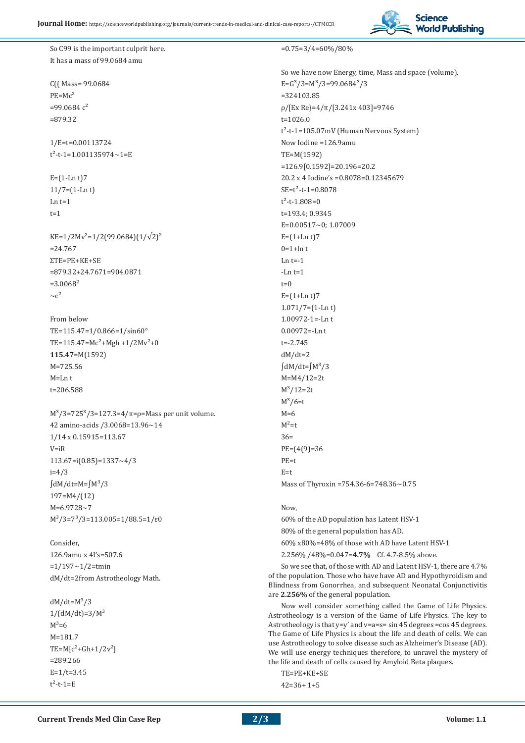So C99 is the important culprit here.

It has a mass of 99.0684 amu

C(( Mass= 99.0684

PE=$Mc^2$

=99.0684 $c^2$

=879.32

1/E=t=0.00113724

$t^2$-t-1=1.001135974~1=E

E=(1-Ln t)7

11/7=(1-Ln t)

Ln t=1

t=1

KE=$1/2Mv^2$=1/2(99.0684)$(1/\sqrt{2})^2$

=24.767

ΣTE=PE+KE+SE

=879.32+24.7671=904.0871

=$3.0068^2$

~$c^2$

From below

TE=115.47=1/0.866=1/sin60°

TE=115.47=$Mc^2$+Mgh +$1/2Mv^2$+0

**115.47**=M(1592)

M=725.56

M=Ln t

t=206.588

$M^3/3$=$725^3/3$=127.3=4/π=ρ=Mass per unit volume.

42 amino-acids /3.0068=13.96~14

1/14 x 0.15915=113.67

V=iR

113.67=i(0.85)=1337~4/3

i=4/3

∫dM/dt=M=∫$M^3/3$

197=M4/(12)

M=6.9728~7

$M^3/3$=$7^3/3$=113.005=1/88.5=1/ε0

Consider,

126.9amu x 4I's=507.6

=1/197~1/2=tmin

dM/dt=2from Astrotheology Math.

dM/dt=$M^3/3$

1/(dM/dt)=$3/M^3$

$M^3$=6

M=181.7

TE=M[$c^2$+Gh+$1/2v^2$]

=289.266

E=1/t=3.45

$t^2$-t-1=E

=0.75=3/4=60%/80%

So we have now Energy, time, Mass and space (volume).

E=$G^3/3$=$M^3/3$=$99.0684^3/3$

=324103.85

ρ/[Ex Re}=4/π/[3.241x 403]=9746

t=1026.0

$t^2$-t-1=105.07mV (Human Nervous System)

Now Iodine =126.9amu

TE=M(1592)

=126.9[0.1592]=20.196=20.2

20.2 x 4 Iodine's =0.8078=0.12345679

SE=$t^2$-t-1=0.8078

$t^2$-t-1.808=0

t=193.4; 0.9345

E=0.00517~0; 1.07009

E=(1+Ln t)7

0=1+ln t

Ln t=-1

-Ln t=1

t=0

E=(1+Ln t)7

1.071/7=(1-Ln t)

1.00972-1=-Ln t

0.00972=-Ln t

t=-2.745

dM/dt=2

∫dM/dt=∫$M^3/3$

M=M4/12=2t

$M^3/12$=2t

$M^3/6$=t

M=6

$M^2$=t

36=

PE=(4(9)=36

PE=t

E=t

Mass of Thyroxin =754.36-6=748.36~0.75

Now,

60% of the AD population has Latent HSV-1

80% of the general population has AD.

60% x80%=48% of those with AD have Latent HSV-1

2.256% /48%=0.047=**4.7%** Cf. 4.7-8.5% above.

So we see that, of those with AD and Latent HSV-1, there are 4.7% of the population. Those who have have AD and Hypothyroidism and Blindness from Gonorrhea, and subsequent Neonatal Conjunctivitis are **2.256%** of the general population.

Now well consider something called the Game of Life Physics. Astrotheology is a version of the Game of Life Physics. The key to Astrotheology is that y=y' and v=a=s= sin 45 degrees =cos 45 degrees. The Game of Life Physics is about the life and death of cells. We can use Astrotheology to solve disease such as Alzheimer's Disease (AD). We will use energy techniques therefore, to unravel the mystery of the life and death of cells caused by Amyloid Beta plaques.

TE=PE+KE+SE

42=36+ 1+5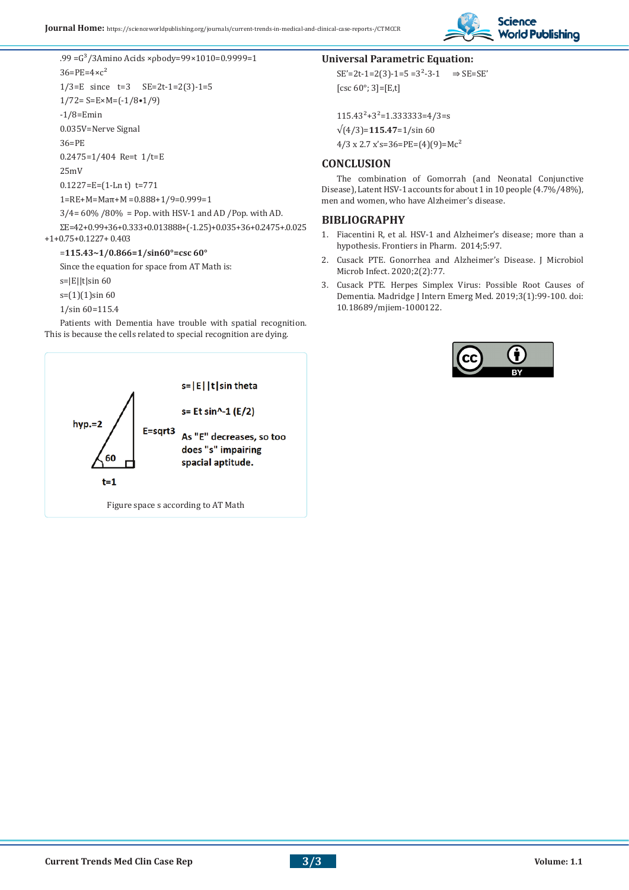$.99 = G^3/3$Amino Acids $\times \rho$body$=99\times1010=0.9999=1$

$36=PE=4\times c^2$

$1/3=E$ since $t=3$ $SE=2t-1=2(3)-1=5$

$1/72= S=E\times M=(-1/8\bullet 1/9)$

$-1/8=E$min

$0.035V=$Nerve Signal

$36=PE$

$0.2475=1/404$ $Re=t$ $1/t=E$

25mV

$0.1227=E=(1-\ln t)$ $t=771$

$1=RE+M=M a\pi+M=0.888+1/9=0.999=1$

$3/4= 60\%$ /80% = Pop. with HSV-1 and AD /Pop. with AD.

$\Sigma E=42+0.99+36+0.333+0.013888+(-1.25)+0.035+36+0.2475+0.025+1+0.75+0.1227+0.403$

**=115.43~1/0.866=1/sin60°=csc 60°**

Since the equation for space from AT Math is:

$s=|E||t|\sin 60$

$s=(1)(1)\sin 60$

$1/\sin 60=115.4$

Patients with Dementia have trouble with spatial recognition. This is because the cells related to special recognition are dying.

hyp.=2

E=sqrt3

60

t=1

s=|E||t|sin theta

s= Et sin^-1 (E/2)

As "E" decreases, so too does "s" impairing spacial aptitude.

Figure space s according to AT Math

## Universal Parametric Equation:

$SE'=2t-1=2(3)-1=5=3^2-3-1$ $\Rightarrow SE=SE'$

[csc 60°; 3]=[E,t]

$115.43^2+3^2=1.333333=4/3=s$

$\sqrt{(4/3)}=$**115.47**$=1/\sin 60$

$4/3 \times 2.7$ x's$=36=PE=(4)(9)=Mc^2$

## CONCLUSION

The combination of Gomorrah (and Neonatal Conjunctive Disease), Latent HSV-1 accounts for about 1 in 10 people (4.7%/48%), men and women, who have Alzheimer's disease.

## BIBLIOGRAPHY

1. Fiacentini R, et al. HSV-1 and Alzheimer's disease; more than a hypothesis. Frontiers in Pharm. 2014;5:97.
2. Cusack PTE. Gonorrhea and Alzheimer's Disease. J Microbiol Microb Infect. 2020;2(2):77.
3. Cusack PTE. Herpes Simplex Virus: Possible Root Causes of Dementia. Madridge J Intern Emerg Med. 2019;3(1):99-100. doi: 10.18689/mjiem-1000122.